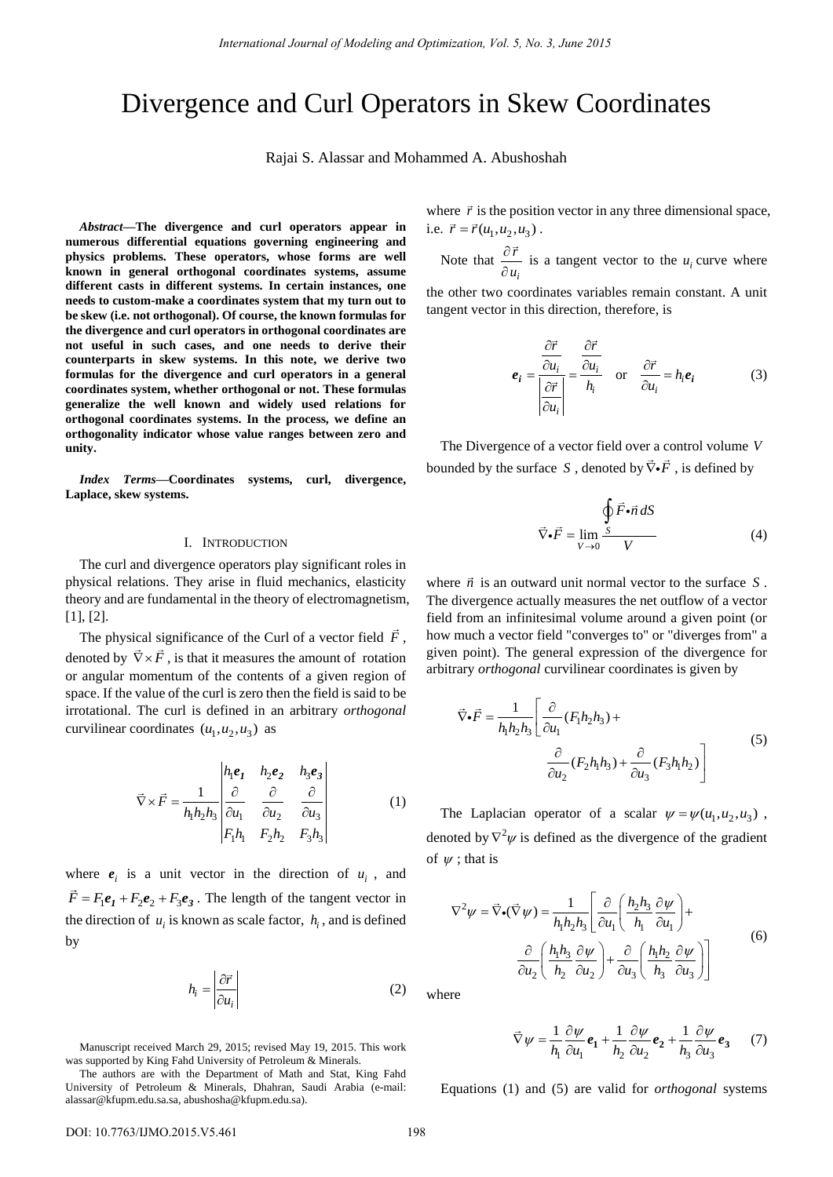# Divergence and Curl Operators in Skew Coordinates

Rajai S. Alassar and Mohammed A. Abushoshah

***Abstract*—The divergence and curl operators appear in numerous differential equations governing engineering and physics problems. These operators, whose forms are well known in general orthogonal coordinates systems, assume different casts in different systems. In certain instances, one needs to custom-make a coordinates system that my turn out to be skew (i.e. not orthogonal). Of course, the known formulas for the divergence and curl operators in orthogonal coordinates are not useful in such cases, and one needs to derive their counterparts in skew systems. In this note, we derive two formulas for the divergence and curl operators in a general coordinates system, whether orthogonal or not. These formulas generalize the well known and widely used relations for orthogonal coordinates systems. In the process, we define an orthogonality indicator whose value ranges between zero and unity.**

***Index Terms*—Coordinates systems, curl, divergence, Laplace, skew systems.**

## I. Introduction

The curl and divergence operators play significant roles in physical relations. They arise in fluid mechanics, elasticity theory and are fundamental in the theory of electromagnetism, [1], [2].

The physical significance of the Curl of a vector field $\vec{F}$, denoted by $\vec{\nabla}\times\vec{F}$, is that it measures the amount of rotation or angular momentum of the contents of a given region of space. If the value of the curl is zero then the field is said to be irrotational. The curl is defined in an arbitrary *orthogonal* curvilinear coordinates $(u_1,u_2,u_3)$ as

$$\vec{\nabla}\times\vec{F} = \frac{1}{h_1h_2h_3}\begin{vmatrix} h_1\boldsymbol{e_1} & h_2\boldsymbol{e_2} & h_3\boldsymbol{e_3} \\ \dfrac{\partial}{\partial u_1} & \dfrac{\partial}{\partial u_2} & \dfrac{\partial}{\partial u_3} \\ F_1h_1 & F_2h_2 & F_3h_3 \end{vmatrix} \tag{1}$$

where $\boldsymbol{e}_i$ is a unit vector in the direction of $u_i$, and $\vec{F} = F_1\boldsymbol{e_1} + F_2\boldsymbol{e}_2 + F_3\boldsymbol{e_3}$. The length of the tangent vector in the direction of $u_i$ is known as scale factor, $h_i$, and is defined by

$$h_i = \left|\frac{\partial\vec{r}}{\partial u_i}\right| \tag{2}$$

where $\vec{r}$ is the position vector in any three dimensional space, i.e. $\vec{r} = \vec{r}(u_1,u_2,u_3)$.

Note that $\dfrac{\partial\vec{r}}{\partial u_i}$ is a tangent vector to the $u_i$ curve where the other two coordinates variables remain constant. A unit tangent vector in this direction, therefore, is

$$\boldsymbol{e_i} = \frac{\dfrac{\partial\vec{r}}{\partial u_i}}{\left|\dfrac{\partial\vec{r}}{\partial u_i}\right|} = \frac{\dfrac{\partial\vec{r}}{\partial u_i}}{h_i} \quad \text{or} \quad \frac{\partial\vec{r}}{\partial u_i} = h_i\boldsymbol{e_i} \tag{3}$$

The Divergence of a vector field over a control volume $V$ bounded by the surface $S$, denoted by $\vec{\nabla}\bullet\vec{F}$, is defined by

$$\vec{\nabla}\bullet\vec{F} = \lim_{V\to 0}\frac{\oint_S \vec{F}\bullet\vec{n}\,dS}{V} \tag{4}$$

where $\vec{n}$ is an outward unit normal vector to the surface $S$. The divergence actually measures the net outflow of a vector field from an infinitesimal volume around a given point (or how much a vector field "converges to" or "diverges from" a given point). The general expression of the divergence for arbitrary *orthogonal* curvilinear coordinates is given by

$$\vec{\nabla}\bullet\vec{F} = \frac{1}{h_1h_2h_3}\left[\frac{\partial}{\partial u_1}(F_1h_2h_3) + \frac{\partial}{\partial u_2}(F_2h_1h_3) + \frac{\partial}{\partial u_3}(F_3h_1h_2)\right] \tag{5}$$

The Laplacian operator of a scalar $\psi = \psi(u_1,u_2,u_3)$, denoted by $\nabla^2\psi$ is defined as the divergence of the gradient of $\psi$; that is

$$\nabla^2\psi = \vec{\nabla}\bullet(\vec{\nabla}\psi) = \frac{1}{h_1h_2h_3}\left[\frac{\partial}{\partial u_1}\left(\frac{h_2h_3}{h_1}\frac{\partial\psi}{\partial u_1}\right) + \frac{\partial}{\partial u_2}\left(\frac{h_1h_3}{h_2}\frac{\partial\psi}{\partial u_2}\right) + \frac{\partial}{\partial u_3}\left(\frac{h_1h_2}{h_3}\frac{\partial\psi}{\partial u_3}\right)\right] \tag{6}$$

where

$$\vec{\nabla}\psi = \frac{1}{h_1}\frac{\partial\psi}{\partial u_1}\boldsymbol{e_1} + \frac{1}{h_2}\frac{\partial\psi}{\partial u_2}\boldsymbol{e_2} + \frac{1}{h_3}\frac{\partial\psi}{\partial u_3}\boldsymbol{e_3} \tag{7}$$

Equations (1) and (5) are valid for *orthogonal* systems

Manuscript received March 29, 2015; revised May 19, 2015. This work was supported by King Fahd University of Petroleum & Minerals.

The authors are with the Department of Math and Stat, King Fahd University of Petroleum & Minerals, Dhahran, Saudi Arabia (e-mail: alassar@kfupm.edu.sa.sa, abushosha@kfupm.edu.sa).

DOI: 10.7763/IJMO.2015.V5.461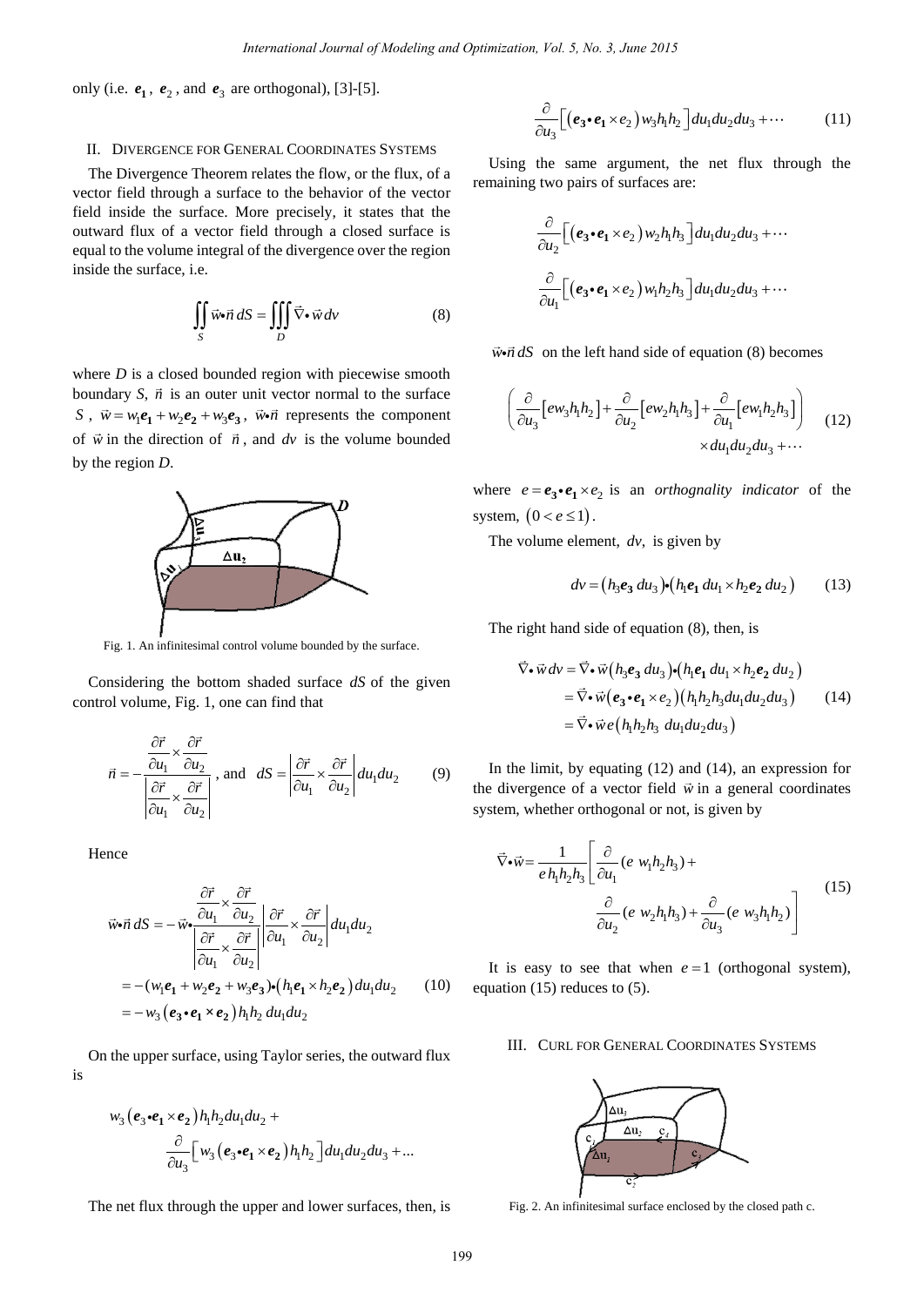only (i.e. $\boldsymbol{e_1}$, $\boldsymbol{e}_2$, and $\boldsymbol{e}_3$ are orthogonal), [3]-[5].

## II. Divergence for General Coordinates Systems

The Divergence Theorem relates the flow, or the flux, of a vector field through a surface to the behavior of the vector field inside the surface. More precisely, it states that the outward flux of a vector field through a closed surface is equal to the volume integral of the divergence over the region inside the surface, i.e.

$$\iint_S \vec{w}\bullet\vec{n}\, dS = \iiint_D \vec{\nabla}\bullet\vec{w}\, dv \tag{8}$$

where $D$ is a closed bounded region with piecewise smooth boundary $S$, $\vec{n}$ is an outer unit vector normal to the surface $S$, $\vec{w} = w_1\boldsymbol{e_1} + w_2\boldsymbol{e_2} + w_3\boldsymbol{e_3}$, $\vec{w}\bullet\vec{n}$ represents the component of $\vec{w}$ in the direction of $\vec{n}$, and $dv$ is the volume bounded by the region $D$.

Fig. 1. An infinitesimal control volume bounded by the surface.

Considering the bottom shaded surface $dS$ of the given control volume, Fig. 1, one can find that

$$\vec{n} = -\frac{\dfrac{\partial\vec{r}}{\partial u_1}\times\dfrac{\partial\vec{r}}{\partial u_2}}{\left|\dfrac{\partial\vec{r}}{\partial u_1}\times\dfrac{\partial\vec{r}}{\partial u_2}\right|}, \text{ and } dS = \left|\frac{\partial\vec{r}}{\partial u_1}\times\frac{\partial\vec{r}}{\partial u_2}\right| du_1du_2 \tag{9}$$

Hence

$$\begin{aligned}
\vec{w}\bullet\vec{n}\, dS &= -\vec{w}\bullet\frac{\dfrac{\partial\vec{r}}{\partial u_1}\times\dfrac{\partial\vec{r}}{\partial u_2}}{\left|\dfrac{\partial\vec{r}}{\partial u_1}\times\dfrac{\partial\vec{r}}{\partial u_2}\right|}\left|\frac{\partial\vec{r}}{\partial u_1}\times\frac{\partial\vec{r}}{\partial u_2}\right| du_1du_2 \\
&= -(w_1\boldsymbol{e_1} + w_2\boldsymbol{e_2} + w_3\boldsymbol{e_3})\bullet\left(h_1\boldsymbol{e_1}\times h_2\boldsymbol{e_2}\right)du_1du_2 \\
&= -w_3\left(\boldsymbol{e_3}\bullet\boldsymbol{e_1}\times\boldsymbol{e_2}\right)h_1h_2\, du_1du_2
\end{aligned} \tag{10}$$

On the upper surface, using Taylor series, the outward flux is

$$w_3\left(\boldsymbol{e_3}\bullet\boldsymbol{e_1}\times\boldsymbol{e_2}\right)h_1h_2du_1du_2 + \frac{\partial}{\partial u_3}\left[w_3\left(\boldsymbol{e_3}\bullet\boldsymbol{e_1}\times\boldsymbol{e_2}\right)h_1h_2\right]du_1du_2du_3 + \ldots$$

The net flux through the upper and lower surfaces, then, is

$$\frac{\partial}{\partial u_3}\left[\left(\boldsymbol{e_3}\bullet\boldsymbol{e_1}\times e_2\right)w_3h_1h_2\right]du_1du_2du_3 + \cdots \tag{11}$$

Using the same argument, the net flux through the remaining two pairs of surfaces are:

$$\frac{\partial}{\partial u_2}\left[\left(\boldsymbol{e_3}\bullet\boldsymbol{e_1}\times e_2\right)w_2h_1h_3\right]du_1du_2du_3 + \cdots$$

$$\frac{\partial}{\partial u_1}\left[\left(\boldsymbol{e_3}\bullet\boldsymbol{e_1}\times e_2\right)w_1h_2h_3\right]du_1du_2du_3 + \cdots$$

$\vec{w}\bullet\vec{n}\, dS$ on the left hand side of equation (8) becomes

$$\left(\frac{\partial}{\partial u_3}\left[ew_3h_1h_2\right] + \frac{\partial}{\partial u_2}\left[ew_2h_1h_3\right] + \frac{\partial}{\partial u_1}\left[ew_1h_2h_3\right]\right) \times du_1du_2du_3 + \cdots \tag{12}$$

where $e = \boldsymbol{e_3}\bullet\boldsymbol{e_1}\times e_2$ is an *orthognality indicator* of the system, $(0 < e \le 1)$.

The volume element, $dv$, is given by

$$dv = \left(h_3\boldsymbol{e_3}\, du_3\right)\bullet\left(h_1\boldsymbol{e_1}\, du_1 \times h_2\boldsymbol{e_2}\, du_2\right) \tag{13}$$

The right hand side of equation (8), then, is

$$\begin{aligned}
\vec{\nabla}\bullet\vec{w}\, dv &= \vec{\nabla}\bullet\vec{w}\left(h_3\boldsymbol{e_3}\, du_3\right)\bullet\left(h_1\boldsymbol{e_1}\, du_1 \times h_2\boldsymbol{e_2}\, du_2\right) \\
&= \vec{\nabla}\bullet\vec{w}\left(\boldsymbol{e_3}\bullet\boldsymbol{e_1}\times e_2\right)\left(h_1h_2h_3du_1du_2du_3\right) \\
&= \vec{\nabla}\bullet\vec{w}\, e\left(h_1h_2h_3\, du_1du_2du_3\right)
\end{aligned} \tag{14}$$

In the limit, by equating (12) and (14), an expression for the divergence of a vector field $\vec{w}$ in a general coordinates system, whether orthogonal or not, is given by

$$\vec{\nabla}\bullet\vec{w} = \frac{1}{e\, h_1h_2h_3}\left[\frac{\partial}{\partial u_1}(e\; w_1h_2h_3) + \frac{\partial}{\partial u_2}(e\; w_2h_1h_3) + \frac{\partial}{\partial u_3}(e\; w_3h_1h_2)\right] \tag{15}$$

It is easy to see that when $e = 1$ (orthogonal system), equation (15) reduces to (5).

## III. Curl for General Coordinates Systems

Fig. 2. An infinitesimal surface enclosed by the closed path c.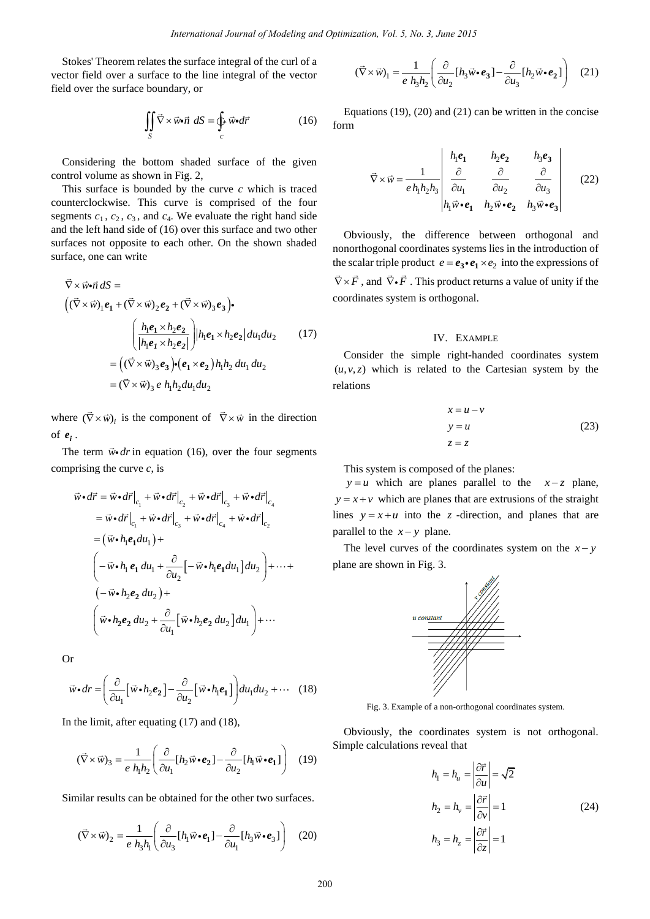Stokes' Theorem relates the surface integral of the curl of a vector field over a surface to the line integral of the vector field over the surface boundary, or

$$\iint_S \vec{\nabla}\times\vec{w}\bullet\vec{n}\ dS = \oint_c \vec{w}\bullet d\vec{r} \tag{16}$$

Considering the bottom shaded surface of the given control volume as shown in Fig. 2,

This surface is bounded by the curve $c$ which is traced counterclockwise. This curve is comprised of the four segments $c_1$, $c_2$, $c_3$, and $c_4$. We evaluate the right hand side and the left hand side of (16) over this surface and two other surfaces not opposite to each other. On the shown shaded surface, one can write

$$\begin{aligned}
&\vec{\nabla}\times\vec{w}\bullet\vec{n}\, dS = \\
&\left((\vec{\nabla}\times\vec{w})_1\boldsymbol{e_1} + (\vec{\nabla}\times\vec{w})_2\boldsymbol{e_2} + (\vec{\nabla}\times\vec{w})_3\boldsymbol{e_3}\right)\bullet \\
&\qquad\left(\frac{h_1\boldsymbol{e_1}\times h_2\boldsymbol{e_2}}{|h_1\boldsymbol{e_1}\times h_2\boldsymbol{e_2}|}\right)|h_1\boldsymbol{e_1}\times h_2\boldsymbol{e_2}|\,du_1du_2 \\
&= \left((\vec{\nabla}\times\vec{w})_3\boldsymbol{e_3}\right)\bullet\left(\boldsymbol{e_1}\times\boldsymbol{e_2}\right)h_1h_2\,du_1\,du_2 \\
&= (\vec{\nabla}\times\vec{w})_3\, e\, h_1h_2du_1du_2
\end{aligned} \tag{17}$$

where $(\vec{\nabla}\times\vec{w})_i$ is the component of $\vec{\nabla}\times\vec{w}$ in the direction of $\boldsymbol{e_i}$.

The term $\vec{w}\bullet dr$ in equation (16), over the four segments comprising the curve $c$, is

$$\begin{aligned}
\vec{w}\bullet d\vec{r} &= \vec{w}\bullet d\vec{r}\big|_{c_1} + \vec{w}\bullet d\vec{r}\big|_{c_2} + \vec{w}\bullet d\vec{r}\big|_{c_3} + \vec{w}\bullet d\vec{r}\big|_{c_4} \\
&= \vec{w}\bullet d\vec{r}\big|_{c_1} + \vec{w}\bullet d\vec{r}\big|_{c_3} + \vec{w}\bullet d\vec{r}\big|_{c_4} + \vec{w}\bullet d\vec{r}\big|_{c_2} \\
&= \left(\vec{w}\bullet h_1\boldsymbol{e_1}du_1\right) + \\
&\left(-\vec{w}\bullet h_1\,\boldsymbol{e_1}\,du_1 + \frac{\partial}{\partial u_2}\left[-\vec{w}\bullet h_1\boldsymbol{e_1}du_1\right]du_2\right) + \cdots + \\
&\left(-\vec{w}\bullet h_2\boldsymbol{e_2}\,du_2\right) + \\
&\left(\vec{w}\bullet h_2\boldsymbol{e_2}\,du_2 + \frac{\partial}{\partial u_1}\left[\vec{w}\bullet h_2\boldsymbol{e_2}\,du_2\right]du_1\right) + \cdots
\end{aligned}$$

Or

$$\vec{w}\bullet dr = \left(\frac{\partial}{\partial u_1}\left[\vec{w}\bullet h_2\boldsymbol{e_2}\right] - \frac{\partial}{\partial u_2}\left[\vec{w}\bullet h_1\boldsymbol{e_1}\right]\right)du_1du_2 + \cdots \tag{18}$$

In the limit, after equating (17) and (18),

$$(\vec{\nabla}\times\vec{w})_3 = \frac{1}{e\,h_1h_2}\left(\frac{\partial}{\partial u_1}[h_2\vec{w}\bullet\boldsymbol{e_2}] - \frac{\partial}{\partial u_2}[h_1\vec{w}\bullet\boldsymbol{e_1}]\right) \tag{19}$$

Similar results can be obtained for the other two surfaces.

$$(\vec{\nabla}\times\vec{w})_2 = \frac{1}{e\,h_3h_1}\left(\frac{\partial}{\partial u_3}[h_1\vec{w}\bullet\boldsymbol{e_1}] - \frac{\partial}{\partial u_1}[h_3\vec{w}\bullet\boldsymbol{e_3}]\right) \tag{20}$$

$$(\vec{\nabla}\times\vec{w})_1 = \frac{1}{e\,h_3h_2}\left(\frac{\partial}{\partial u_2}[h_3\vec{w}\bullet\boldsymbol{e_3}] - \frac{\partial}{\partial u_3}[h_2\vec{w}\bullet\boldsymbol{e_2}]\right) \tag{21}$$

Equations (19), (20) and (21) can be written in the concise form

$$\vec{\nabla}\times\vec{w} = \frac{1}{e\,h_1h_2h_3}\begin{vmatrix} h_1\boldsymbol{e_1} & h_2\boldsymbol{e_2} & h_3\boldsymbol{e_3} \\ \dfrac{\partial}{\partial u_1} & \dfrac{\partial}{\partial u_2} & \dfrac{\partial}{\partial u_3} \\ h_1\vec{w}\bullet\boldsymbol{e_1} & h_2\vec{w}\bullet\boldsymbol{e_2} & h_3\vec{w}\bullet\boldsymbol{e_3} \end{vmatrix} \tag{22}$$

Obviously, the difference between orthogonal and nonorthogonal coordinates systems lies in the introduction of the scalar triple product $e = \boldsymbol{e_3}\bullet\boldsymbol{e_1}\times e_2$ into the expressions of $\vec{\nabla}\times\vec{F}$, and $\vec{\nabla}\bullet\vec{F}$. This product returns a value of unity if the coordinates system is orthogonal.

## IV. Example

Consider the simple right-handed coordinates system $(u, v, z)$ which is related to the Cartesian system by the relations

$$\begin{aligned}
x &= u - v \\
y &= u \\
z &= z
\end{aligned} \tag{23}$$

This system is composed of the planes:

$y = u$ which are planes parallel to the $x - z$ plane, $y = x + v$ which are planes that are extrusions of the straight lines $y = x + u$ into the $z$ -direction, and planes that are parallel to the $x - y$ plane.

The level curves of the coordinates system on the $x - y$ plane are shown in Fig. 3.

Fig. 3. Example of a non-orthogonal coordinates system.

Obviously, the coordinates system is not orthogonal. Simple calculations reveal that

$$\begin{aligned}
h_1 &= h_u = \left|\frac{\partial\vec{r}}{\partial u}\right| = \sqrt{2} \\
h_2 &= h_v = \left|\frac{\partial\vec{r}}{\partial v}\right| = 1 \\
h_3 &= h_z = \left|\frac{\partial\vec{r}}{\partial z}\right| = 1
\end{aligned} \tag{24}$$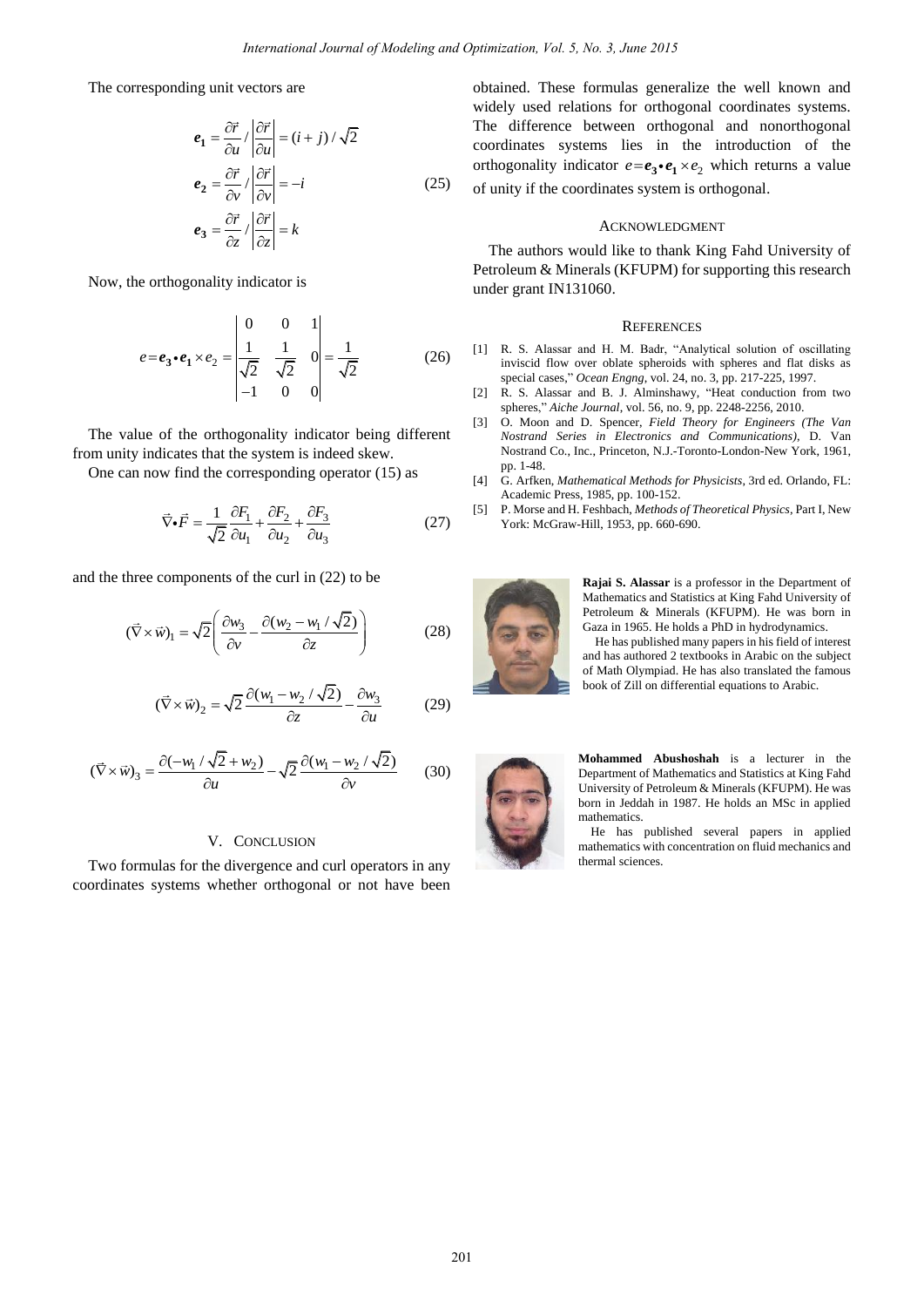The corresponding unit vectors are

$$\boldsymbol{e_1} = \frac{\partial \vec{r}}{\partial u} / \left| \frac{\partial \vec{r}}{\partial u} \right| = (i + j)/\sqrt{2}$$
$$\boldsymbol{e_2} = \frac{\partial \vec{r}}{\partial v} / \left| \frac{\partial \vec{r}}{\partial v} \right| = -i \qquad (25)$$
$$\boldsymbol{e_3} = \frac{\partial \vec{r}}{\partial z} / \left| \frac{\partial \vec{r}}{\partial z} \right| = k$$

Now, the orthogonality indicator is

$$e = \boldsymbol{e_3} \bullet \boldsymbol{e_1} \times e_2 = \begin{vmatrix} 0 & 0 & 1 \\ \frac{1}{\sqrt{2}} & \frac{1}{\sqrt{2}} & 0 \\ -1 & 0 & 0 \end{vmatrix} = \frac{1}{\sqrt{2}} \qquad (26)$$

The value of the orthogonality indicator being different from unity indicates that the system is indeed skew.

One can now find the corresponding operator (15) as

$$\vec{\nabla} \bullet \vec{F} = \frac{1}{\sqrt{2}} \frac{\partial F_1}{\partial u_1} + \frac{\partial F_2}{\partial u_2} + \frac{\partial F_3}{\partial u_3} \qquad (27)$$

and the three components of the curl in (22) to be

$$(\vec{\nabla} \times \vec{w})_1 = \sqrt{2} \left( \frac{\partial w_3}{\partial v} - \frac{\partial (w_2 - w_1/\sqrt{2})}{\partial z} \right) \qquad (28)$$

$$(\vec{\nabla} \times \vec{w})_2 = \sqrt{2} \frac{\partial (w_1 - w_2/\sqrt{2})}{\partial z} - \frac{\partial w_3}{\partial u} \qquad (29)$$

$$(\vec{\nabla} \times \vec{w})_3 = \frac{\partial (-w_1/\sqrt{2} + w_2)}{\partial u} - \sqrt{2} \frac{\partial (w_1 - w_2/\sqrt{2})}{\partial v} \qquad (30)$$

## V. Conclusion

Two formulas for the divergence and curl operators in any coordinates systems whether orthogonal or not have been obtained. These formulas generalize the well known and widely used relations for orthogonal coordinates systems. The difference between orthogonal and nonorthogonal coordinates systems lies in the introduction of the orthogonality indicator $e = \boldsymbol{e_3} \bullet \boldsymbol{e_1} \times e_2$ which returns a value of unity if the coordinates system is orthogonal.

## Acknowledgment

The authors would like to thank King Fahd University of Petroleum & Minerals (KFUPM) for supporting this research under grant IN131060.

## References

[1] R. S. Alassar and H. M. Badr, "Analytical solution of oscillating inviscid flow over oblate spheroids with spheres and flat disks as special cases," *Ocean Engng*, vol. 24, no. 3, pp. 217-225, 1997.

[2] R. S. Alassar and B. J. Alminshawy, "Heat conduction from two spheres," *Aiche Journal*, vol. 56, no. 9, pp. 2248-2256, 2010.

[3] O. Moon and D. Spencer, *Field Theory for Engineers (The Van Nostrand Series in Electronics and Communications)*, D. Van Nostrand Co., Inc., Princeton, N.J.-Toronto-London-New York, 1961, pp. 1-48.

[4] G. Arfken, *Mathematical Methods for Physicists*, 3rd ed. Orlando, FL: Academic Press, 1985, pp. 100-152.

[5] P. Morse and H. Feshbach, *Methods of Theoretical Physics*, Part I, New York: McGraw-Hill, 1953, pp. 660-690.

**Rajai S. Alassar** is a professor in the Department of Mathematics and Statistics at King Fahd University of Petroleum & Minerals (KFUPM). He was born in Gaza in 1965. He holds a PhD in hydrodynamics.

He has published many papers in his field of interest and has authored 2 textbooks in Arabic on the subject of Math Olympiad. He has also translated the famous book of Zill on differential equations to Arabic.

**Mohammed Abushoshah** is a lecturer in the Department of Mathematics and Statistics at King Fahd University of Petroleum & Minerals (KFUPM). He was born in Jeddah in 1987. He holds an MSc in applied mathematics.

He has published several papers in applied mathematics with concentration on fluid mechanics and thermal sciences.